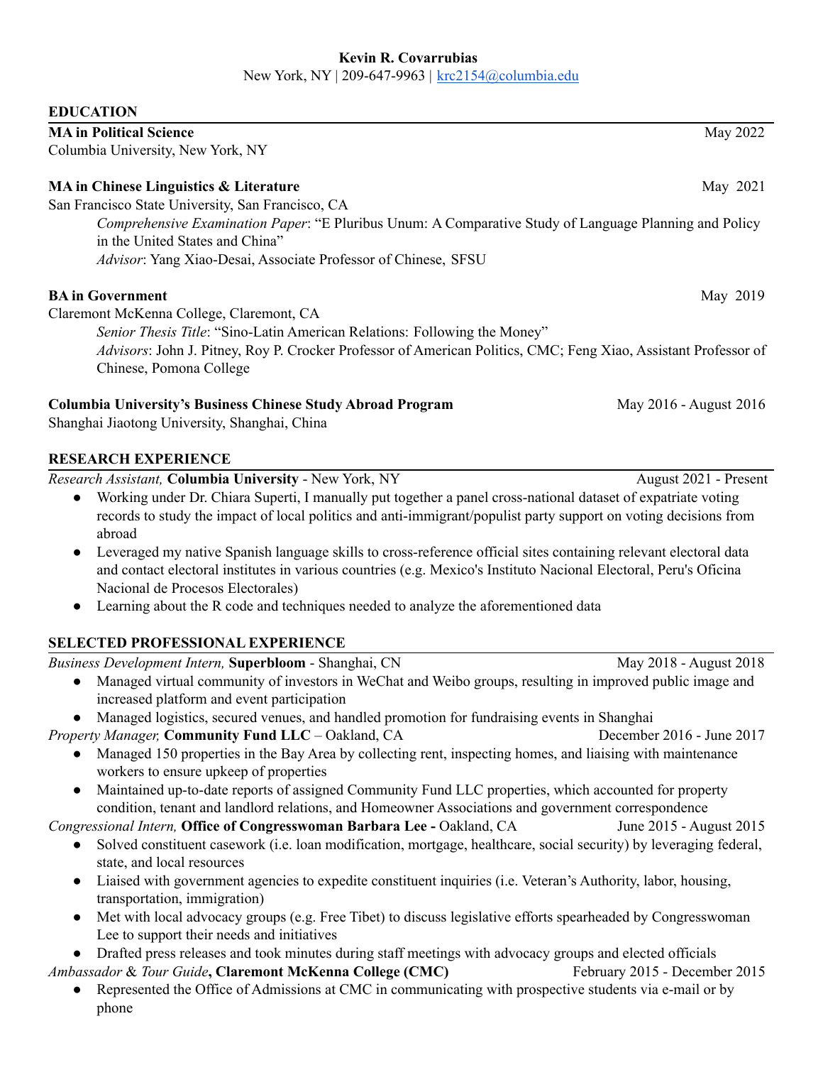**Kevin R. Covarrubias**

New York, NY | 209-647-9963 | krc2154@columbia.edu

## EDUCATION

**MA in Political Science** — May 2022
Columbia University, New York, NY

**MA in Chinese Linguistics & Literature** — May 2021
San Francisco State University, San Francisco, CA

*Comprehensive Examination Paper*: "E Pluribus Unum: A Comparative Study of Language Planning and Policy in the United States and China"
*Advisor*: Yang Xiao-Desai, Associate Professor of Chinese, SFSU

**BA in Government** — May 2019
Claremont McKenna College, Claremont, CA

*Senior Thesis Title*: "Sino-Latin American Relations: Following the Money"
*Advisors*: John J. Pitney, Roy P. Crocker Professor of American Politics, CMC; Feng Xiao, Assistant Professor of Chinese, Pomona College

**Columbia University's Business Chinese Study Abroad Program** — May 2016 - August 2016
Shanghai Jiaotong University, Shanghai, China

## RESEARCH EXPERIENCE

*Research Assistant,* **Columbia University** - New York, NY — August 2021 - Present

- Working under Dr. Chiara Superti, I manually put together a panel cross-national dataset of expatriate voting records to study the impact of local politics and anti-immigrant/populist party support on voting decisions from abroad
- Leveraged my native Spanish language skills to cross-reference official sites containing relevant electoral data and contact electoral institutes in various countries (e.g. Mexico's Instituto Nacional Electoral, Peru's Oficina Nacional de Procesos Electorales)
- Learning about the R code and techniques needed to analyze the aforementioned data

## SELECTED PROFESSIONAL EXPERIENCE

*Business Development Intern,* **Superbloom** - Shanghai, CN — May 2018 - August 2018

- Managed virtual community of investors in WeChat and Weibo groups, resulting in improved public image and increased platform and event participation
- Managed logistics, secured venues, and handled promotion for fundraising events in Shanghai

*Property Manager,* **Community Fund LLC** – Oakland, CA — December 2016 - June 2017

- Managed 150 properties in the Bay Area by collecting rent, inspecting homes, and liaising with maintenance workers to ensure upkeep of properties
- Maintained up-to-date reports of assigned Community Fund LLC properties, which accounted for property condition, tenant and landlord relations, and Homeowner Associations and government correspondence

*Congressional Intern,* **Office of Congresswoman Barbara Lee -** Oakland, CA — June 2015 - August 2015

- Solved constituent casework (i.e. loan modification, mortgage, healthcare, social security) by leveraging federal, state, and local resources
- Liaised with government agencies to expedite constituent inquiries (i.e. Veteran's Authority, labor, housing, transportation, immigration)
- Met with local advocacy groups (e.g. Free Tibet) to discuss legislative efforts spearheaded by Congresswoman Lee to support their needs and initiatives
- Drafted press releases and took minutes during staff meetings with advocacy groups and elected officials

*Ambassador & Tour Guide*, **Claremont McKenna College (CMC)** — February 2015 - December 2015

- Represented the Office of Admissions at CMC in communicating with prospective students via e-mail or by phone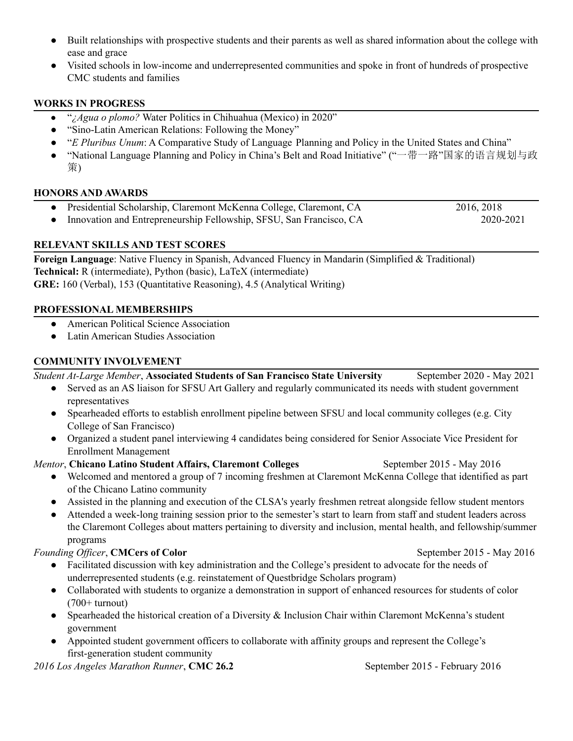- Built relationships with prospective students and their parents as well as shared information about the college with ease and grace
- Visited schools in low-income and underrepresented communities and spoke in front of hundreds of prospective CMC students and families

## WORKS IN PROGRESS

- "*¿Agua o plomo?* Water Politics in Chihuahua (Mexico) in 2020"
- "Sino-Latin American Relations: Following the Money"
- "*E Pluribus Unum*: A Comparative Study of Language Planning and Policy in the United States and China"
- "National Language Planning and Policy in China's Belt and Road Initiative" ("一带一路"国家的语言规划与政策)

## HONORS AND AWARDS

- Presidential Scholarship, Claremont McKenna College, Claremont, CA — 2016, 2018
- Innovation and Entrepreneurship Fellowship, SFSU, San Francisco, CA — 2020-2021

## RELEVANT SKILLS AND TEST SCORES

**Foreign Language**: Native Fluency in Spanish, Advanced Fluency in Mandarin (Simplified & Traditional)
**Technical:** R (intermediate), Python (basic), LaTeX (intermediate)
**GRE:** 160 (Verbal), 153 (Quantitative Reasoning), 4.5 (Analytical Writing)

## PROFESSIONAL MEMBERSHIPS

- American Political Science Association
- Latin American Studies Association

## COMMUNITY INVOLVEMENT

*Student At-Large Member*, **Associated Students of San Francisco State University** — September 2020 - May 2021

- Served as an AS liaison for SFSU Art Gallery and regularly communicated its needs with student government representatives
- Spearheaded efforts to establish enrollment pipeline between SFSU and local community colleges (e.g. City College of San Francisco)
- Organized a student panel interviewing 4 candidates being considered for Senior Associate Vice President for Enrollment Management

*Mentor*, **Chicano Latino Student Affairs, Claremont Colleges** — September 2015 - May 2016

- Welcomed and mentored a group of 7 incoming freshmen at Claremont McKenna College that identified as part of the Chicano Latino community
- Assisted in the planning and execution of the CLSA's yearly freshmen retreat alongside fellow student mentors
- Attended a week-long training session prior to the semester's start to learn from staff and student leaders across the Claremont Colleges about matters pertaining to diversity and inclusion, mental health, and fellowship/summer programs

*Founding Officer*, **CMCers of Color** — September 2015 - May 2016

- Facilitated discussion with key administration and the College's president to advocate for the needs of underrepresented students (e.g. reinstatement of Questbridge Scholars program)
- Collaborated with students to organize a demonstration in support of enhanced resources for students of color (700+ turnout)
- Spearheaded the historical creation of a Diversity & Inclusion Chair within Claremont McKenna's student government
- Appointed student government officers to collaborate with affinity groups and represent the College's first-generation student community

*2016 Los Angeles Marathon Runner*, **CMC 26.2** — September 2015 - February 2016